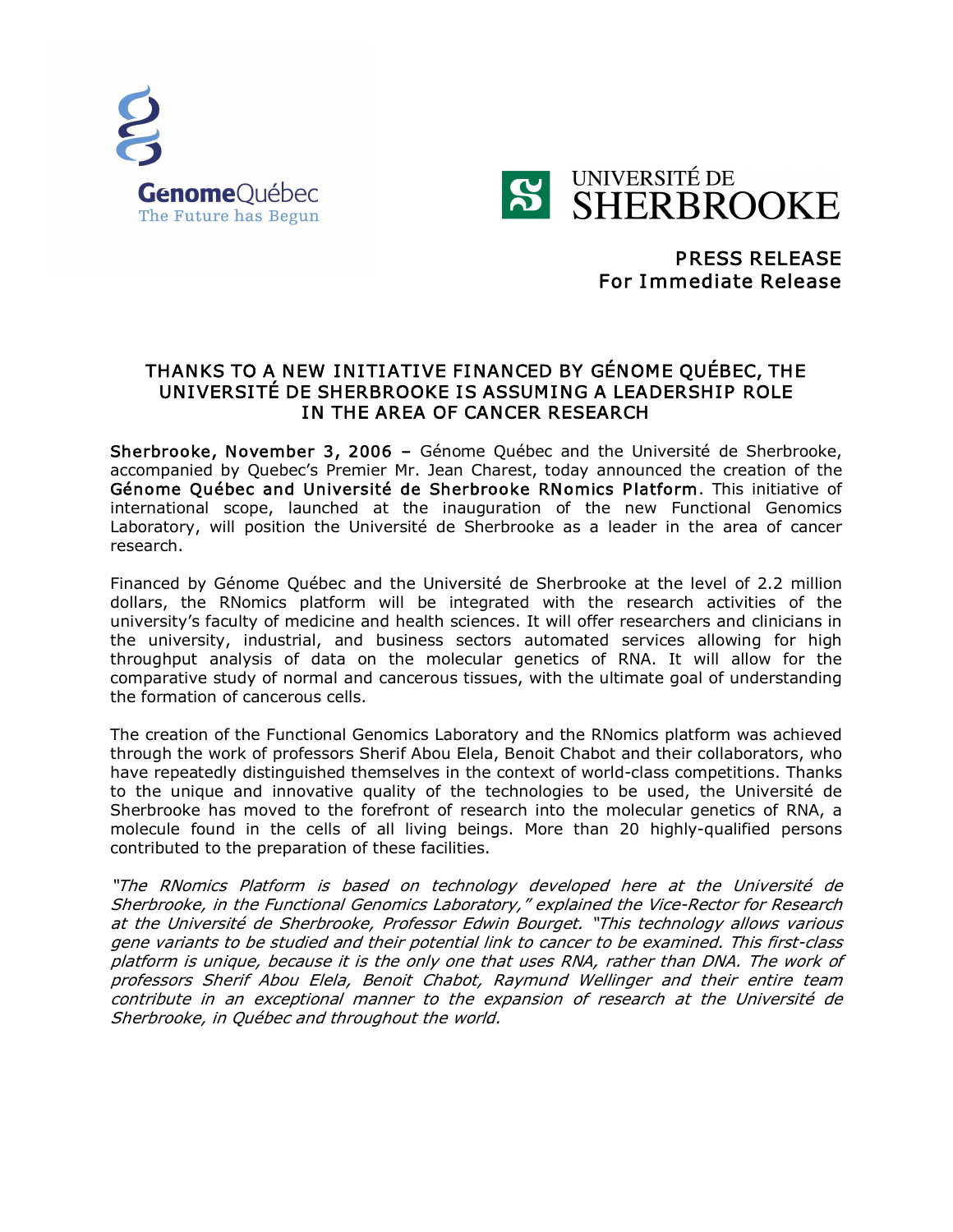GenomeQuébec
The Future has Begun

UNIVERSITÉ DE SHERBROOKE

PRESS RELEASE
For Immediate Release

# THANKS TO A NEW INITIATIVE FINANCED BY GÉNOME QUÉBEC, THE UNIVERSITÉ DE SHERBROOKE IS ASSUMING A LEADERSHIP ROLE IN THE AREA OF CANCER RESEARCH

**Sherbrooke, November 3, 2006 –** Génome Québec and the Université de Sherbrooke, accompanied by Quebec's Premier Mr. Jean Charest, today announced the creation of the **Génome Québec and Université de Sherbrooke RNomics Platform**. This initiative of international scope, launched at the inauguration of the new Functional Genomics Laboratory, will position the Université de Sherbrooke as a leader in the area of cancer research.

Financed by Génome Québec and the Université de Sherbrooke at the level of 2.2 million dollars, the RNomics platform will be integrated with the research activities of the university's faculty of medicine and health sciences. It will offer researchers and clinicians in the university, industrial, and business sectors automated services allowing for high throughput analysis of data on the molecular genetics of RNA. It will allow for the comparative study of normal and cancerous tissues, with the ultimate goal of understanding the formation of cancerous cells.

The creation of the Functional Genomics Laboratory and the RNomics platform was achieved through the work of professors Sherif Abou Elela, Benoit Chabot and their collaborators, who have repeatedly distinguished themselves in the context of world-class competitions. Thanks to the unique and innovative quality of the technologies to be used, the Université de Sherbrooke has moved to the forefront of research into the molecular genetics of RNA, a molecule found in the cells of all living beings. More than 20 highly-qualified persons contributed to the preparation of these facilities.

*"The RNomics Platform is based on technology developed here at the Université de Sherbrooke, in the Functional Genomics Laboratory," explained the Vice-Rector for Research at the Université de Sherbrooke, Professor Edwin Bourget. "This technology allows various gene variants to be studied and their potential link to cancer to be examined. This first-class platform is unique, because it is the only one that uses RNA, rather than DNA. The work of professors Sherif Abou Elela, Benoit Chabot, Raymund Wellinger and their entire team contribute in an exceptional manner to the expansion of research at the Université de Sherbrooke, in Québec and throughout the world.*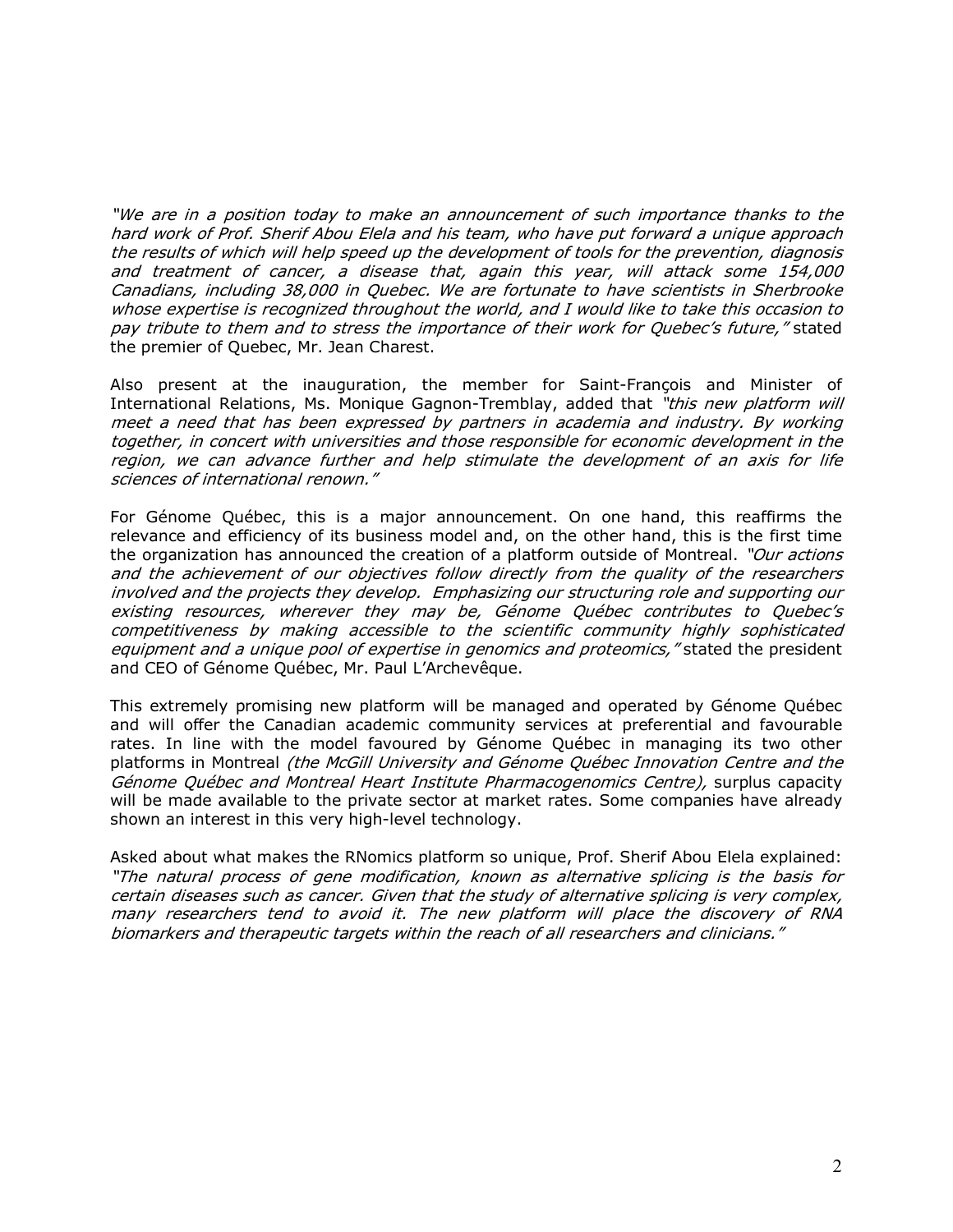*"We are in a position today to make an announcement of such importance thanks to the hard work of Prof. Sherif Abou Elela and his team, who have put forward a unique approach the results of which will help speed up the development of tools for the prevention, diagnosis and treatment of cancer, a disease that, again this year, will attack some 154,000 Canadians, including 38,000 in Quebec. We are fortunate to have scientists in Sherbrooke whose expertise is recognized throughout the world, and I would like to take this occasion to pay tribute to them and to stress the importance of their work for Quebec's future,"* stated the premier of Quebec, Mr. Jean Charest.

Also present at the inauguration, the member for Saint-François and Minister of International Relations, Ms. Monique Gagnon-Tremblay, added that *"this new platform will meet a need that has been expressed by partners in academia and industry. By working together, in concert with universities and those responsible for economic development in the region, we can advance further and help stimulate the development of an axis for life sciences of international renown."*

For Génome Québec, this is a major announcement. On one hand, this reaffirms the relevance and efficiency of its business model and, on the other hand, this is the first time the organization has announced the creation of a platform outside of Montreal. *"Our actions and the achievement of our objectives follow directly from the quality of the researchers involved and the projects they develop. Emphasizing our structuring role and supporting our existing resources, wherever they may be, Génome Québec contributes to Quebec's competitiveness by making accessible to the scientific community highly sophisticated equipment and a unique pool of expertise in genomics and proteomics,"* stated the president and CEO of Génome Québec, Mr. Paul L'Archevêque.

This extremely promising new platform will be managed and operated by Génome Québec and will offer the Canadian academic community services at preferential and favourable rates. In line with the model favoured by Génome Québec in managing its two other platforms in Montreal *(the McGill University and Génome Québec Innovation Centre and the Génome Québec and Montreal Heart Institute Pharmacogenomics Centre),* surplus capacity will be made available to the private sector at market rates. Some companies have already shown an interest in this very high-level technology.

Asked about what makes the RNomics platform so unique, Prof. Sherif Abou Elela explained: *"The natural process of gene modification, known as alternative splicing is the basis for certain diseases such as cancer. Given that the study of alternative splicing is very complex, many researchers tend to avoid it. The new platform will place the discovery of RNA biomarkers and therapeutic targets within the reach of all researchers and clinicians."*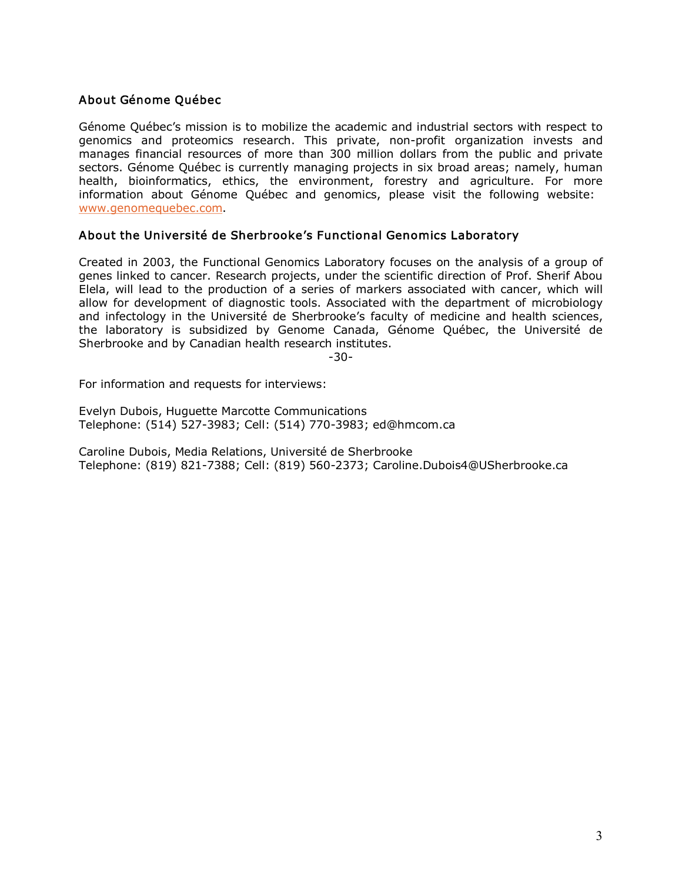## About Génome Québec

Génome Québec's mission is to mobilize the academic and industrial sectors with respect to genomics and proteomics research. This private, non-profit organization invests and manages financial resources of more than 300 million dollars from the public and private sectors. Génome Québec is currently managing projects in six broad areas; namely, human health, bioinformatics, ethics, the environment, forestry and agriculture. For more information about Génome Québec and genomics, please visit the following website: www.genomequebec.com.

## About the Université de Sherbrooke's Functional Genomics Laboratory

Created in 2003, the Functional Genomics Laboratory focuses on the analysis of a group of genes linked to cancer. Research projects, under the scientific direction of Prof. Sherif Abou Elela, will lead to the production of a series of markers associated with cancer, which will allow for development of diagnostic tools. Associated with the department of microbiology and infectology in the Université de Sherbrooke's faculty of medicine and health sciences, the laboratory is subsidized by Genome Canada, Génome Québec, the Université de Sherbrooke and by Canadian health research institutes.

-30-

For information and requests for interviews:

Evelyn Dubois, Huguette Marcotte Communications
Telephone: (514) 527-3983; Cell: (514) 770-3983; ed@hmcom.ca

Caroline Dubois, Media Relations, Université de Sherbrooke
Telephone: (819) 821-7388; Cell: (819) 560-2373; Caroline.Dubois4@USherbrooke.ca